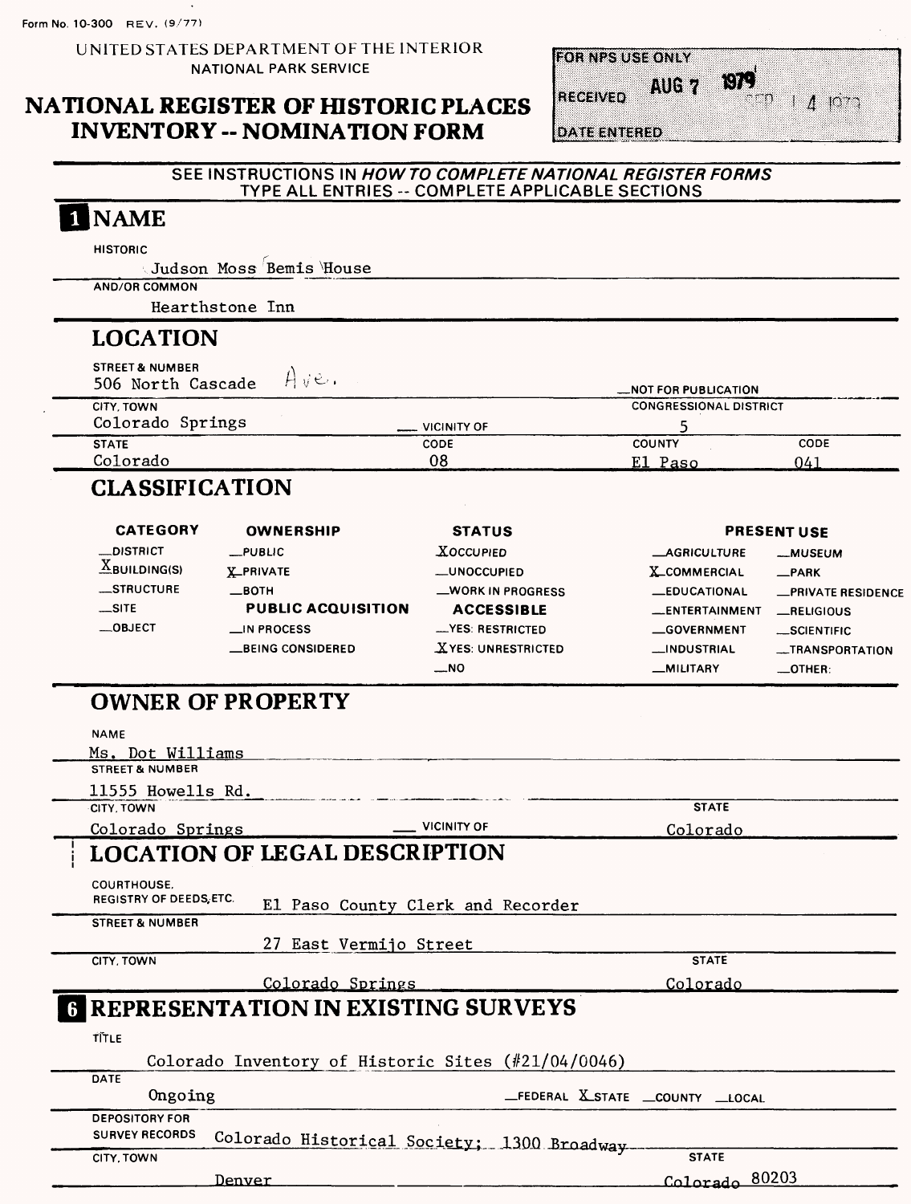Form No. 10-300 REV. (9/77)

UNITED STATES DEPARTMENT OF THE INTERIOR
NATIONAL PARK SERVICE

# NATIONAL REGISTER OF HISTORIC PLACES INVENTORY -- NOMINATION FORM

| FOR NPS USE ONLY | |
|---|---|
| RECEIVED | AUG 7 1979 |
| DATE ENTERED | SEP 14 1979 |

SEE INSTRUCTIONS IN *HOW TO COMPLETE NATIONAL REGISTER FORMS*
TYPE ALL ENTRIES -- COMPLETE APPLICABLE SECTIONS

## 1 NAME

HISTORIC
Judson Moss Bemis House

AND/OR COMMON
Hearthstone Inn

## 2 LOCATION

STREET & NUMBER
506 North Cascade Ave.

__NOT FOR PUBLICATION

CITY, TOWN
Colorado Springs

__ VICINITY OF

CONGRESSIONAL DISTRICT
5

| STATE | CODE | COUNTY | CODE |
|---|---|---|---|
| Colorado | 08 | El Paso | 041 |

## 3 CLASSIFICATION

| CATEGORY | OWNERSHIP | STATUS | PRESENT USE | |
|---|---|---|---|---|
| __DISTRICT | __PUBLIC | X OCCUPIED | __AGRICULTURE | __MUSEUM |
| X BUILDING(S) | X PRIVATE | __UNOCCUPIED | X COMMERCIAL | __PARK |
| __STRUCTURE | __BOTH | __WORK IN PROGRESS | __EDUCATIONAL | __PRIVATE RESIDENCE |
| __SITE | **PUBLIC ACQUISITION** | **ACCESSIBLE** | __ENTERTAINMENT | __RELIGIOUS |
| __OBJECT | __IN PROCESS | __YES: RESTRICTED | __GOVERNMENT | __SCIENTIFIC |
| | __BEING CONSIDERED | X YES: UNRESTRICTED | __INDUSTRIAL | __TRANSPORTATION |
| | | __NO | __MILITARY | __OTHER: |

## 4 OWNER OF PROPERTY

NAME
Ms. Dot Williams

STREET & NUMBER
11555 Howells Rd.

CITY, TOWN
Colorado Springs

__ VICINITY OF

STATE
Colorado

## 5 LOCATION OF LEGAL DESCRIPTION

COURTHOUSE, REGISTRY OF DEEDS, ETC.
El Paso County Clerk and Recorder

STREET & NUMBER
27 East Vermijo Street

CITY, TOWN
Colorado Springs

STATE
Colorado

## 6 REPRESENTATION IN EXISTING SURVEYS

TITLE
Colorado Inventory of Historic Sites (#21/04/0046)

DATE
Ongoing

__FEDERAL X STATE __COUNTY __LOCAL

DEPOSITORY FOR SURVEY RECORDS
Colorado Historical Society; 1300 Broadway

CITY, TOWN
Denver

STATE
Colorado 80203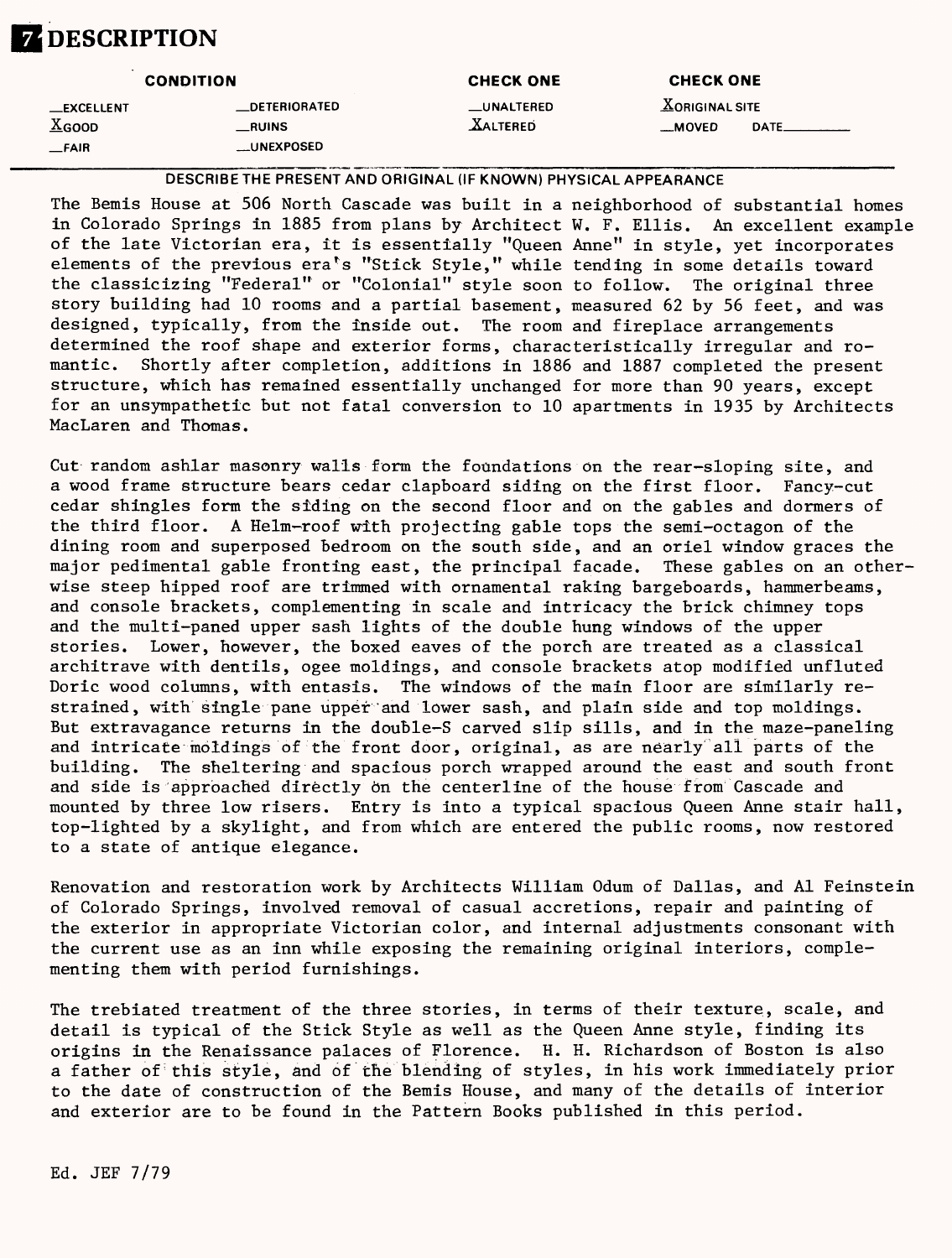# 7 DESCRIPTION

| CONDITION | | CHECK ONE | CHECK ONE |
|---|---|---|---|
| __EXCELLENT | __DETERIORATED | __UNALTERED | X ORIGINAL SITE |
| X GOOD | __RUINS | X ALTERED | __MOVED DATE________ |
| __FAIR | __UNEXPOSED | | |

DESCRIBE THE PRESENT AND ORIGINAL (IF KNOWN) PHYSICAL APPEARANCE

The Bemis House at 506 North Cascade was built in a neighborhood of substantial homes in Colorado Springs in 1885 from plans by Architect W. F. Ellis. An excellent example of the late Victorian era, it is essentially "Queen Anne" in style, yet incorporates elements of the previous era's "Stick Style," while tending in some details toward the classicizing "Federal" or "Colonial" style soon to follow. The original three story building had 10 rooms and a partial basement, measured 62 by 56 feet, and was designed, typically, from the inside out. The room and fireplace arrangements determined the roof shape and exterior forms, characteristically irregular and romantic. Shortly after completion, additions in 1886 and 1887 completed the present structure, which has remained essentially unchanged for more than 90 years, except for an unsympathetic but not fatal conversion to 10 apartments in 1935 by Architects MacLaren and Thomas.

Cut random ashlar masonry walls form the foundations on the rear-sloping site, and a wood frame structure bears cedar clapboard siding on the first floor. Fancy-cut cedar shingles form the siding on the second floor and on the gables and dormers of the third floor. A Helm-roof with projecting gable tops the semi-octagon of the dining room and superposed bedroom on the south side, and an oriel window graces the major pedimental gable fronting east, the principal facade. These gables on an otherwise steep hipped roof are trimmed with ornamental raking bargeboards, hammerbeams, and console brackets, complementing in scale and intricacy the brick chimney tops and the multi-paned upper sash lights of the double hung windows of the upper stories. Lower, however, the boxed eaves of the porch are treated as a classical architrave with dentils, ogee moldings, and console brackets atop modified unfluted Doric wood columns, with entasis. The windows of the main floor are similarly restrained, with single pane upper and lower sash, and plain side and top moldings. But extravagance returns in the double-S carved slip sills, and in the maze-paneling and intricate moldings of the front door, original, as are nearly all parts of the building. The sheltering and spacious porch wrapped around the east and south front and side is approached directly on the centerline of the house from Cascade and mounted by three low risers. Entry is into a typical spacious Queen Anne stair hall, top-lighted by a skylight, and from which are entered the public rooms, now restored to a state of antique elegance.

Renovation and restoration work by Architects William Odum of Dallas, and Al Feinstein of Colorado Springs, involved removal of casual accretions, repair and painting of the exterior in appropriate Victorian color, and internal adjustments consonant with the current use as an inn while exposing the remaining original interiors, complementing them with period furnishings.

The trebiated treatment of the three stories, in terms of their texture, scale, and detail is typical of the Stick Style as well as the Queen Anne style, finding its origins in the Renaissance palaces of Florence. H. H. Richardson of Boston is also a father of this style, and of the blending of styles, in his work immediately prior to the date of construction of the Bemis House, and many of the details of interior and exterior are to be found in the Pattern Books published in this period.

Ed. JEF 7/79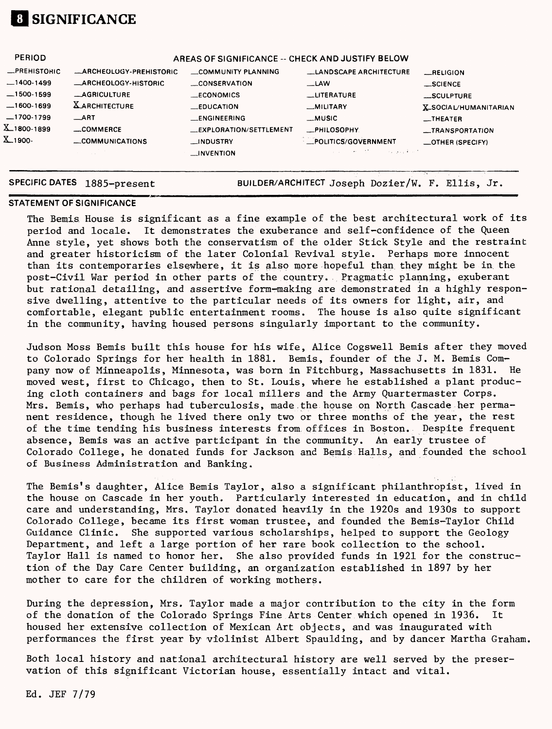# 8 SIGNIFICANCE

| PERIOD | AREAS OF SIGNIFICANCE -- CHECK AND JUSTIFY BELOW | | | |
|---|---|---|---|---|
| __PREHISTORIC | __ARCHEOLOGY-PREHISTORIC | __COMMUNITY PLANNING | __LANDSCAPE ARCHITECTURE | __RELIGION |
| __1400-1499 | __ARCHEOLOGY-HISTORIC | __CONSERVATION | __LAW | __SCIENCE |
| __1500-1599 | __AGRICULTURE | __ECONOMICS | __LITERATURE | __SCULPTURE |
| __1600-1699 | X ARCHITECTURE | __EDUCATION | __MILITARY | X SOCIAL/HUMANITARIAN |
| __1700-1799 | __ART | __ENGINEERING | __MUSIC | __THEATER |
| X 1800-1899 | __COMMERCE | __EXPLORATION/SETTLEMENT | __PHILOSOPHY | __TRANSPORTATION |
| X 1900- | __COMMUNICATIONS | __INDUSTRY | __POLITICS/GOVERNMENT | __OTHER (SPECIFY) |
| | | __INVENTION | | |

SPECIFIC DATES 1885-present BUILDER/ARCHITECT Joseph Dozier/W. F. Ellis, Jr.

**STATEMENT OF SIGNIFICANCE**

The Bemis House is significant as a fine example of the best architectural work of its period and locale. It demonstrates the exuberance and self-confidence of the Queen Anne style, yet shows both the conservatism of the older Stick Style and the restraint and greater historicism of the later Colonial Revival style. Perhaps more innocent than its contemporaries elsewhere, it is also more hopeful than they might be in the post-Civil War period in other parts of the country. Pragmatic planning, exuberant but rational detailing, and assertive form-making are demonstrated in a highly responsive dwelling, attentive to the particular needs of its owners for light, air, and comfortable, elegant public entertainment rooms. The house is also quite significant in the community, having housed persons singularly important to the community.

Judson Moss Bemis built this house for his wife, Alice Cogswell Bemis after they moved to Colorado Springs for her health in 1881. Bemis, founder of the J. M. Bemis Company now of Minneapolis, Minnesota, was born in Fitchburg, Massachusetts in 1831. He moved west, first to Chicago, then to St. Louis, where he established a plant producing cloth containers and bags for local millers and the Army Quartermaster Corps. Mrs. Bemis, who perhaps had tuberculosis, made the house on North Cascade her permanent residence, though he lived there only two or three months of the year, the rest of the time tending his business interests from offices in Boston. Despite frequent absence, Bemis was an active participant in the community. An early trustee of Colorado College, he donated funds for Jackson and Bemis Halls, and founded the school of Business Administration and Banking.

The Bemis's daughter, Alice Bemis Taylor, also a significant philanthropist, lived in the house on Cascade in her youth. Particularly interested in education, and in child care and understanding, Mrs. Taylor donated heavily in the 1920s and 1930s to support Colorado College, became its first woman trustee, and founded the Bemis-Taylor Child Guidance Clinic. She supported various scholarships, helped to support the Geology Department, and left a large portion of her rare book collection to the school. Taylor Hall is named to honor her. She also provided funds in 1921 for the construction of the Day Care Center building, an organization established in 1897 by her mother to care for the children of working mothers.

During the depression, Mrs. Taylor made a major contribution to the city in the form of the donation of the Colorado Springs Fine Arts Center which opened in 1936. It housed her extensive collection of Mexican Art objects, and was inaugurated with performances the first year by violinist Albert Spaulding, and by dancer Martha Graham.

Both local history and national architectural history are well served by the preservation of this significant Victorian house, essentially intact and vital.

Ed. JEF 7/79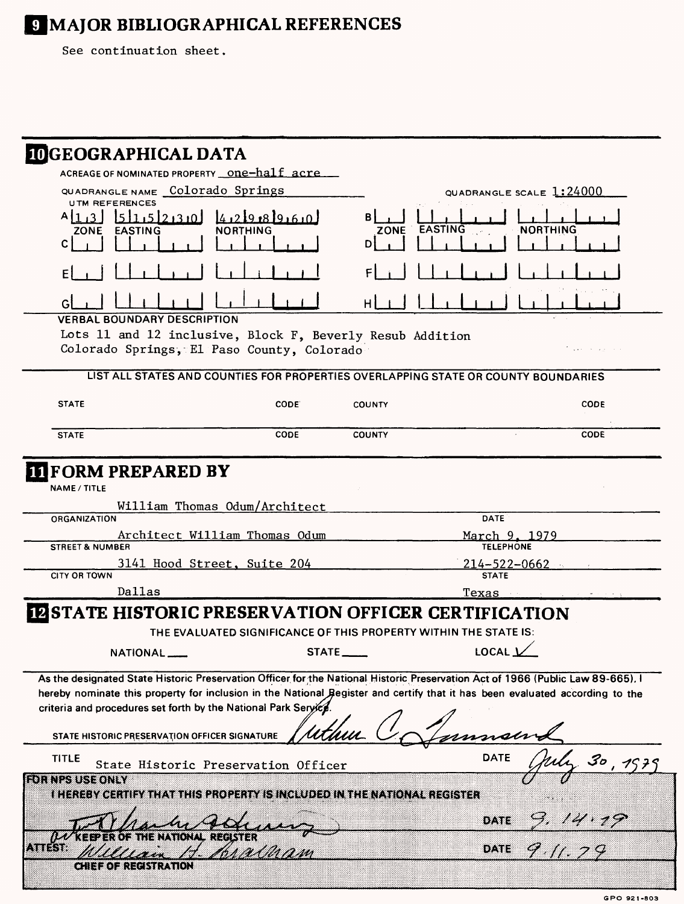## 9 MAJOR BIBLIOGRAPHICAL REFERENCES

See continuation sheet.

## 10 GEOGRAPHICAL DATA

ACREAGE OF NOMINATED PROPERTY one-half acre

QUADRANGLE NAME Colorado Springs

QUADRANGLE SCALE 1:24000

UTM REFERENCES

| | ZONE | EASTING | NORTHING | | ZONE | EASTING | NORTHING |
|---|---|---|---|---|---|---|---|
| A | 13 | 515230 | 4298960 | B | | | |
| C | | | | D | | | |
| E | | | | F | | | |
| G | | | | H | | | |

VERBAL BOUNDARY DESCRIPTION

Lots 11 and 12 inclusive, Block F, Beverly Resub Addition
Colorado Springs, El Paso County, Colorado

LIST ALL STATES AND COUNTIES FOR PROPERTIES OVERLAPPING STATE OR COUNTY BOUNDARIES

| STATE | CODE | COUNTY | CODE |
|---|---|---|---|
| STATE | CODE | COUNTY | CODE |

## 11 FORM PREPARED BY

NAME / TITLE
William Thomas Odum/Architect

ORGANIZATION
Architect William Thomas Odum

DATE
March 9, 1979

STREET & NUMBER
3141 Hood Street, Suite 204

TELEPHONE
214-522-0662

CITY OR TOWN
Dallas

STATE
Texas

## 12 STATE HISTORIC PRESERVATION OFFICER CERTIFICATION

THE EVALUATED SIGNIFICANCE OF THIS PROPERTY WITHIN THE STATE IS:

NATIONAL ___ STATE ___ LOCAL ✓

As the designated State Historic Preservation Officer for the National Historic Preservation Act of 1966 (Public Law 89-665), I hereby nominate this property for inclusion in the National Register and certify that it has been evaluated according to the criteria and procedures set forth by the National Park Service.

STATE HISTORIC PRESERVATION OFFICER SIGNATURE *Arthur C. Townsend*

TITLE State Historic Preservation Officer

DATE *July 30, 1979*

**FOR NPS USE ONLY**

**I HEREBY CERTIFY THAT THIS PROPERTY IS INCLUDED IN THE NATIONAL REGISTER**

*[signature]* DATE *9.14.79*

**KEEPER OF THE NATIONAL REGISTER**

ATTEST: *William H. Bradham* DATE *9.11.79*

**CHIEF OF REGISTRATION**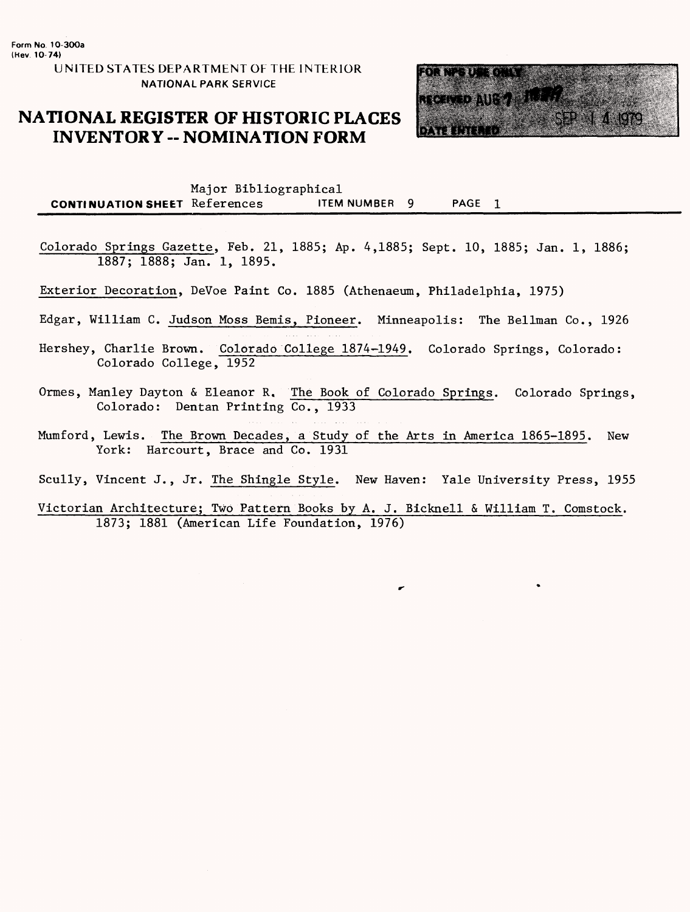Form No. 10-300a
(Rev. 10-74)

UNITED STATES DEPARTMENT OF THE INTERIOR
NATIONAL PARK SERVICE

# NATIONAL REGISTER OF HISTORIC PLACES INVENTORY -- NOMINATION FORM

FOR NPS USE ONLY
RECEIVED AUG 1 1979
DATE ENTERED SEP 14 1979

**CONTINUATION SHEET** Major Bibliographical References **ITEM NUMBER** 9 **PAGE** 1

Colorado Springs Gazette, Feb. 21, 1885; Ap. 4,1885; Sept. 10, 1885; Jan. 1, 1886; 1887; 1888; Jan. 1, 1895.

Exterior Decoration, DeVoe Paint Co. 1885 (Athenaeum, Philadelphia, 1975)

Edgar, William C. Judson Moss Bemis, Pioneer. Minneapolis: The Bellman Co., 1926

Hershey, Charlie Brown. Colorado College 1874-1949. Colorado Springs, Colorado: Colorado College, 1952

Ormes, Manley Dayton & Eleanor R. The Book of Colorado Springs. Colorado Springs, Colorado: Dentan Printing Co., 1933

Mumford, Lewis. The Brown Decades, a Study of the Arts in America 1865-1895. New York: Harcourt, Brace and Co. 1931

Scully, Vincent J., Jr. The Shingle Style. New Haven: Yale University Press, 1955

Victorian Architecture; Two Pattern Books by A. J. Bicknell & William T. Comstock. 1873; 1881 (American Life Foundation, 1976)